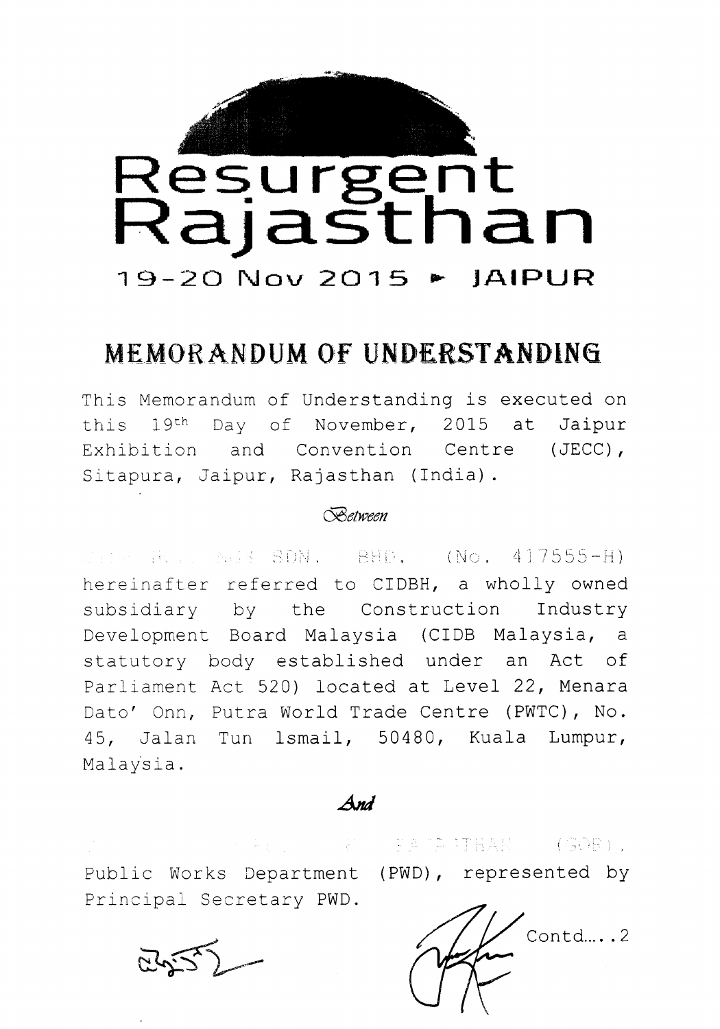Resurgent Rajasthan

19-20 Nov 2015 ► JAIPUR

# MEMORANDUM OF UNDERSTANDING

This Memorandum of Understanding is executed on this 19th Day of November, 2015 at Jaipur Exhibition and Convention Centre (JECC), Sitapura, Jaipur, Rajasthan (India).

*Between*

CIDB H... SDN. BHD. (No. 417555-H) hereinafter referred to as CIDBH, a wholly owned subsidiary by the Construction Industry Development Board Malaysia (CIDB Malaysia, a statutory body established under an Act of Parliament Act 520) located at Level 22, Menara Dato' Onn, Putra World Trade Centre (PWTC), No. 45, Jalan Tun lsmail, 50480, Kuala Lumpur, Malaysia.

*And*

... RAJASTHAN (GOR), Public Works Department (PWD), represented by Principal Secretary PWD.

Contd.....2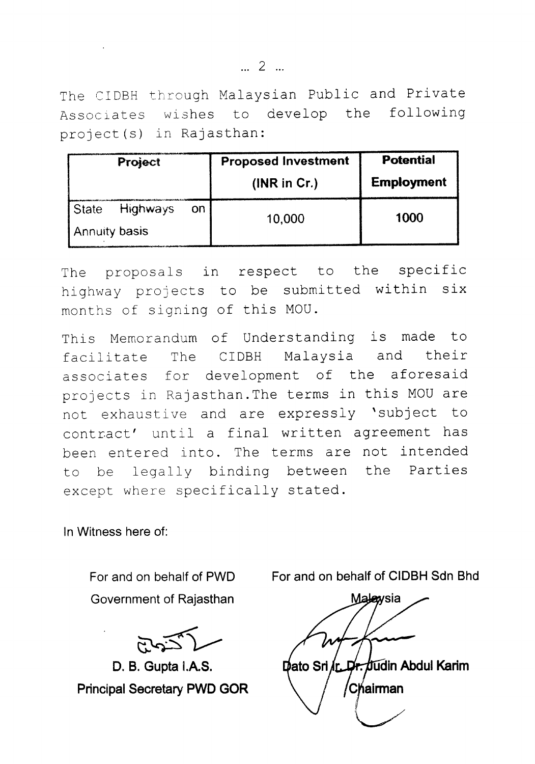The CIDBH through Malaysian Public and Private Associates wishes to develop the following project(s) in Rajasthan:

| Project | Proposed Investment (INR in Cr.) | Potential Employment |
|---|---|---|
| State Highways on Annuity basis | 10,000 | 1000 |

The proposals in respect to the specific highway projects to be submitted within six months of signing of this MOU.

This Memorandum of Understanding is made to facilitate The CIDBH Malaysia and their associates for development of the aforesaid projects in Rajasthan.The terms in this MOU are not exhaustive and are expressly 'subject to contract' until a final written agreement has been entered into. The terms are not intended to be legally binding between the Parties except where specifically stated.

In Witness here of:

For and on behalf of PWD Government of Rajasthan

**D. B. Gupta I.A.S.**
**Principal Secretary PWD GOR**

For and on behalf of CIDBH Sdn Bhd Malaysia

**Dato Sri Ir. Dr. Judin Abdul Karim**
**Chairman**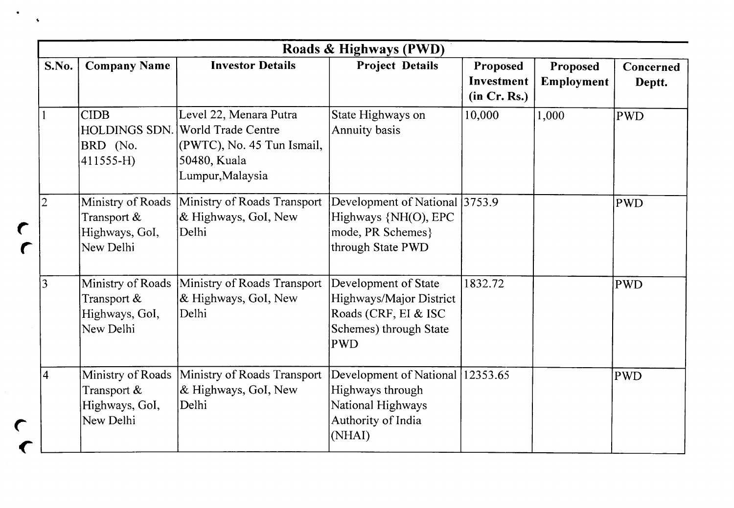| Roads & Highways (PWD) | | | | | | |
|---|---|---|---|---|---|---|
| **S.No.** | **Company Name** | **Investor Details** | **Project Details** | **Proposed Investment (in Cr. Rs.)** | **Proposed Employment** | **Concerned Deptt.** |
| 1 | CIDB HOLDINGS SDN. BRD (No. 411555-H) | Level 22, Menara Putra World Trade Centre (PWTC), No. 45 Tun Ismail, 50480, Kuala Lumpur,Malaysia | State Highways on Annuity basis | 10,000 | 1,000 | PWD |
| 2 | Ministry of Roads Transport & Highways, GoI, New Delhi | Ministry of Roads Transport & Highways, GoI, New Delhi | Development of National Highways {NH(O), EPC mode, PR Schemes} through State PWD | 3753.9 | | PWD |
| 3 | Ministry of Roads Transport & Highways, GoI, New Delhi | Ministry of Roads Transport & Highways, GoI, New Delhi | Development of State Highways/Major District Roads (CRF, EI & ISC Schemes) through State PWD | 1832.72 | | PWD |
| 4 | Ministry of Roads Transport & Highways, GoI, New Delhi | Ministry of Roads Transport & Highways, GoI, New Delhi | Development of National Highways through National Highways Authority of India (NHAI) | 12353.65 | | PWD |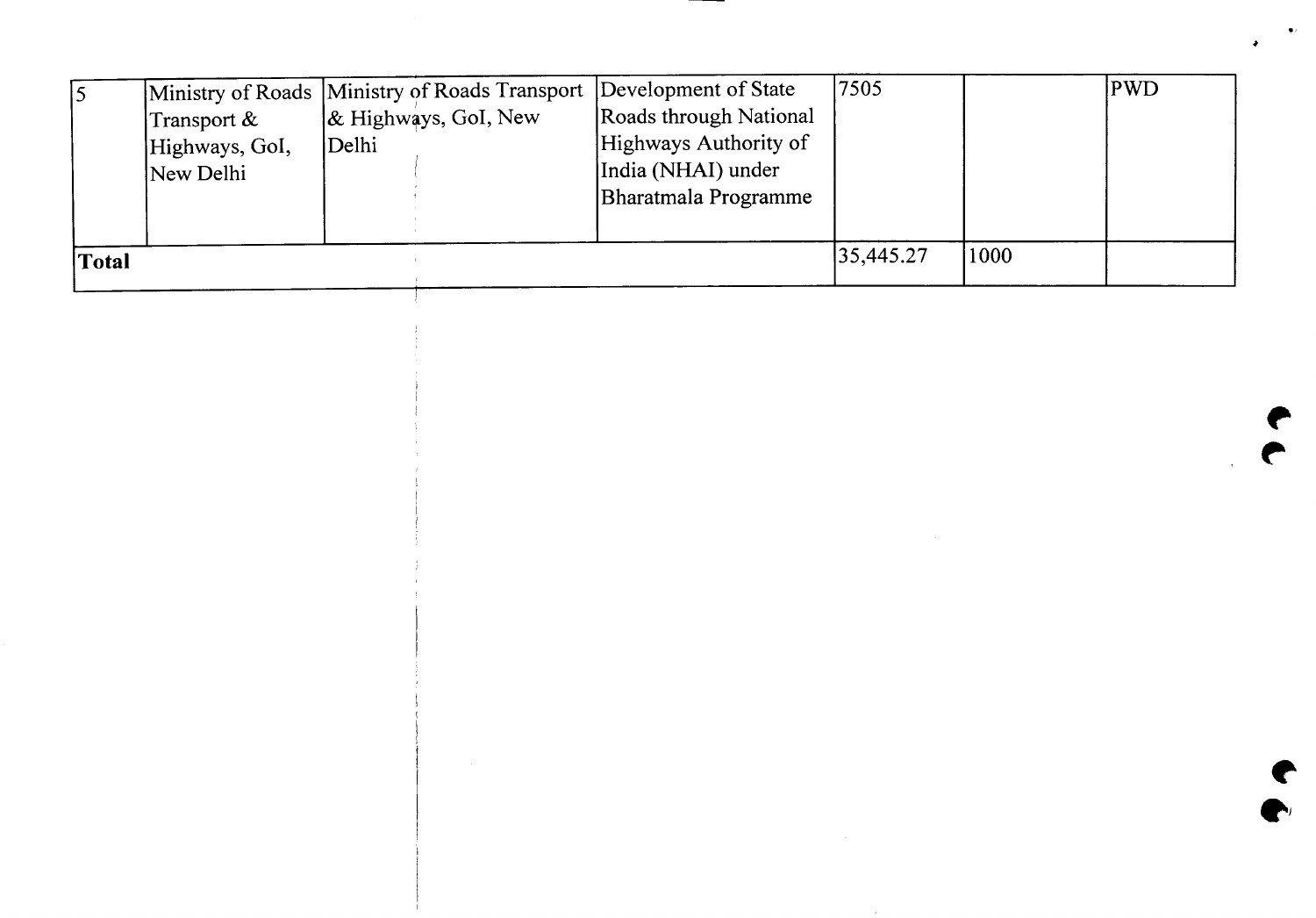| | | | | | | |
|---|---|---|---|---|---|---|
| 5 | Ministry of Roads Transport & Highways, GoI, New Delhi | Ministry of Roads Transport & Highways, GoI, New Delhi | Development of State Roads through National Highways Authority of India (NHAI) under Bharatmala Programme | 7505 | | PWD |
| **Total** | | | | 35,445.27 | 1000 | |